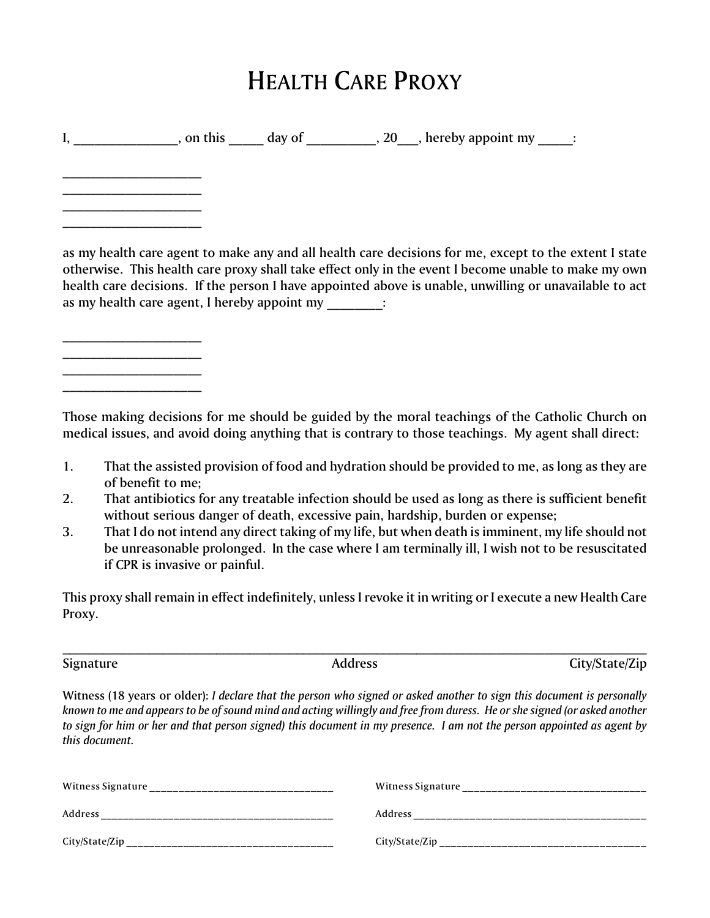# HEALTH CARE PROXY

I, _______________, on this _____ day of __________, 20___, hereby appoint my _____:

_____________________
_____________________
_____________________
_____________________

as my health care agent to make any and all health care decisions for me, except to the extent I state otherwise. This health care proxy shall take effect only in the event I become unable to make my own health care decisions. If the person I have appointed above is unable, unwilling or unavailable to act as my health care agent, I hereby appoint my ________:

_____________________
_____________________
_____________________
_____________________

Those making decisions for me should be guided by the moral teachings of the Catholic Church on medical issues, and avoid doing anything that is contrary to those teachings. My agent shall direct:

1. That the assisted provision of food and hydration should be provided to me, as long as they are of benefit to me;
2. That antibiotics for any treatable infection should be used as long as there is sufficient benefit without serious danger of death, excessive pain, hardship, burden or expense;
3. That I do not intend any direct taking of my life, but when death is imminent, my life should not be unreasonable prolonged. In the case where I am terminally ill, I wish not to be resuscitated if CPR is invasive or painful.

This proxy shall remain in effect indefinitely, unless I revoke it in writing or I execute a new Health Care Proxy.

_____________________________________________________________________________________

Signature Address City/State/Zip

Witness (18 years or older): *I declare that the person who signed or asked another to sign this document is personally known to me and appears to be of sound mind and acting willingly and free from duress. He or she signed (or asked another to sign for him or her and that person signed) this document in my presence. I am not the person appointed as agent by this document.*

Witness Signature ___________________________________

Address _____________________________________________

City/State/Zip _______________________________________

Witness Signature ___________________________________

Address _____________________________________________

City/State/Zip _______________________________________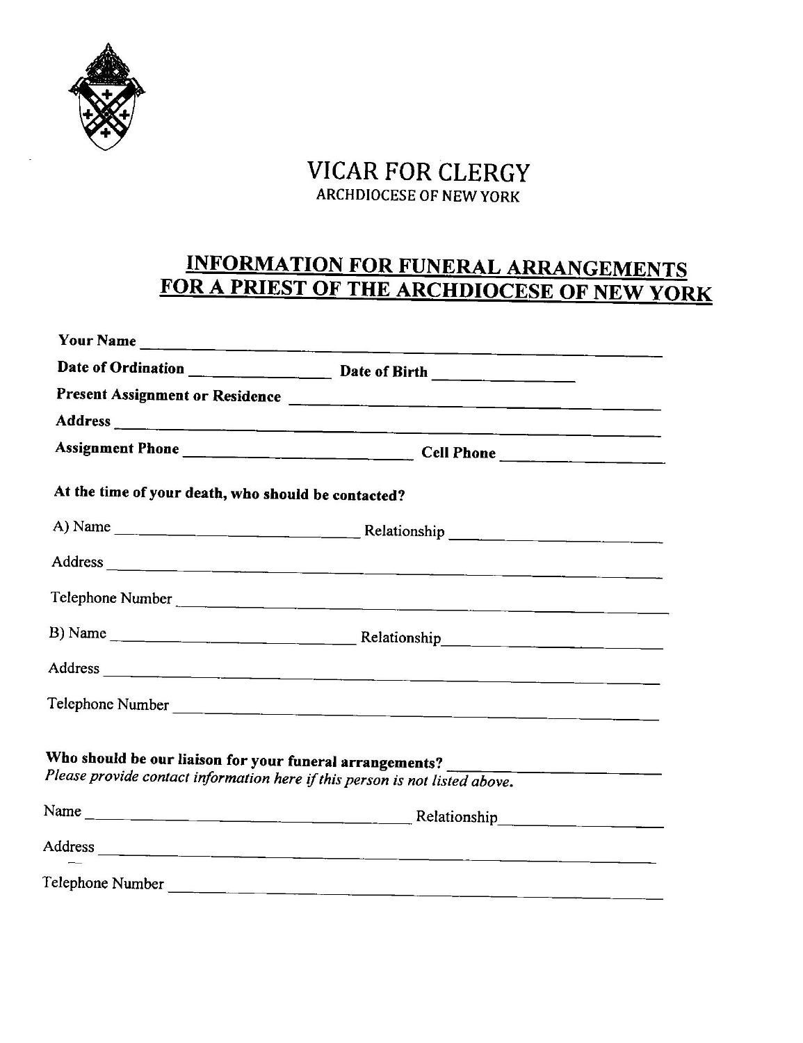# VICAR FOR CLERGY

ARCHDIOCESE OF NEW YORK

## INFORMATION FOR FUNERAL ARRANGEMENTS FOR A PRIEST OF THE ARCHDIOCESE OF NEW YORK

**Your Name** ______________________________________________

**Date of Ordination** ________________ **Date of Birth** ________________

**Present Assignment or Residence** ______________________________

**Address** ______________________________________________

**Assignment Phone** __________________________ **Cell Phone** ________________

**At the time of your death, who should be contacted?**

A) Name ____________________________ Relationship ______________________

Address ______________________________________________

Telephone Number ______________________________________________

B) Name ____________________________ Relationship ______________________

Address ______________________________________________

Telephone Number ______________________________________________

**Who should be our liaison for your funeral arrangements?** ______________________

*Please provide contact information here if this person is not listed above.*

Name ____________________________________ Relationship ________________

Address ______________________________________________

Telephone Number ______________________________________________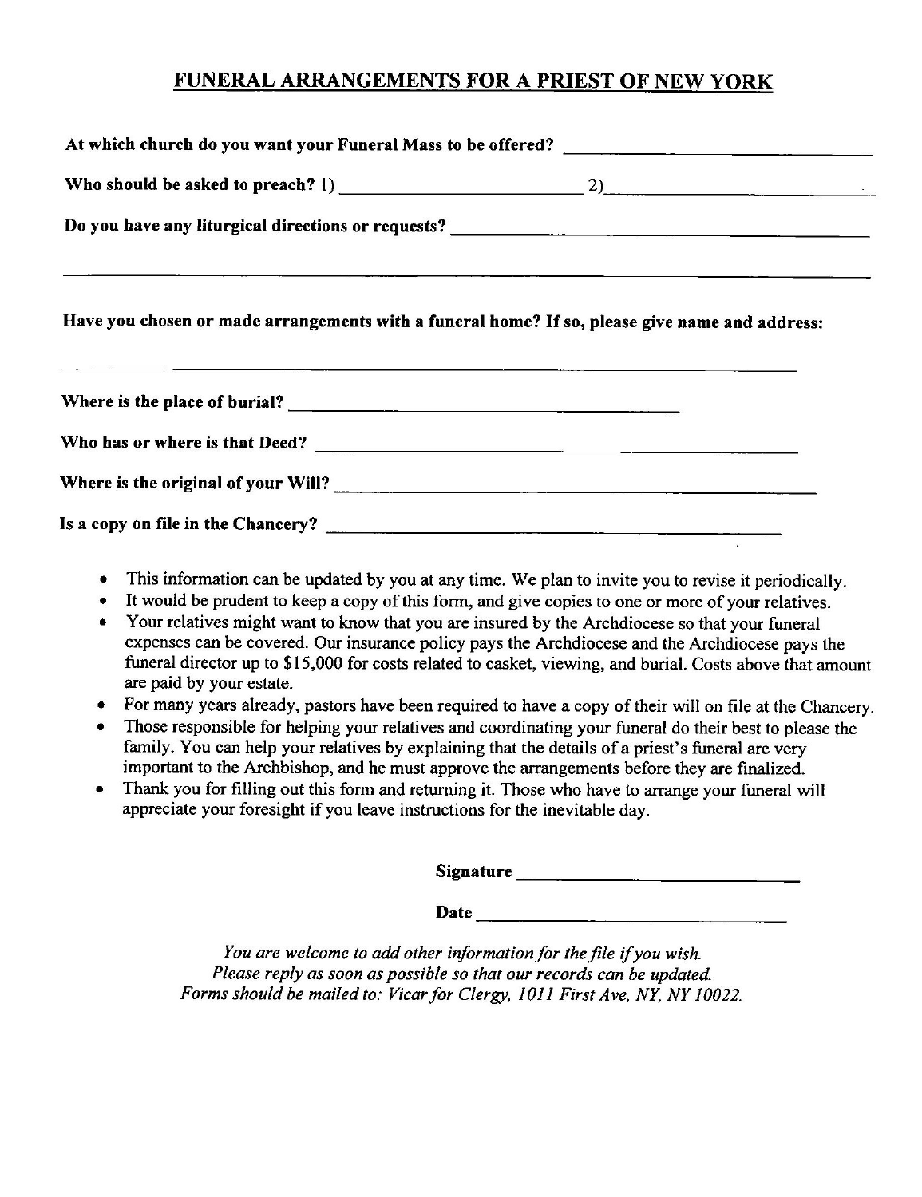# FUNERAL ARRANGEMENTS FOR A PRIEST OF NEW YORK

**At which church do you want your Funeral Mass to be offered?** ______________________

**Who should be asked to preach?** 1) ______________________ 2) ______________________

**Do you have any liturgical directions or requests?** ______________________

______________________________________________

**Have you chosen or made arrangements with a funeral home? If so, please give name and address:**

______________________________________________

**Where is the place of burial?** ______________________

**Who has or where is that Deed?** ______________________

**Where is the original of your Will?** ______________________

**Is a copy on file in the Chancery?** ______________________

- This information can be updated by you at any time. We plan to invite you to revise it periodically.
- It would be prudent to keep a copy of this form, and give copies to one or more of your relatives.
- Your relatives might want to know that you are insured by the Archdiocese so that your funeral expenses can be covered. Our insurance policy pays the Archdiocese and the Archdiocese pays the funeral director up to $15,000 for costs related to casket, viewing, and burial. Costs above that amount are paid by your estate.
- For many years already, pastors have been required to have a copy of their will on file at the Chancery.
- Those responsible for helping your relatives and coordinating your funeral do their best to please the family. You can help your relatives by explaining that the details of a priest's funeral are very important to the Archbishop, and he must approve the arrangements before they are finalized.
- Thank you for filling out this form and returning it. Those who have to arrange your funeral will appreciate your foresight if you leave instructions for the inevitable day.

**Signature** ______________________

**Date** ______________________

*You are welcome to add other information for the file if you wish.*
*Please reply as soon as possible so that our records can be updated.*
*Forms should be mailed to: Vicar for Clergy, 1011 First Ave, NY, NY 10022.*